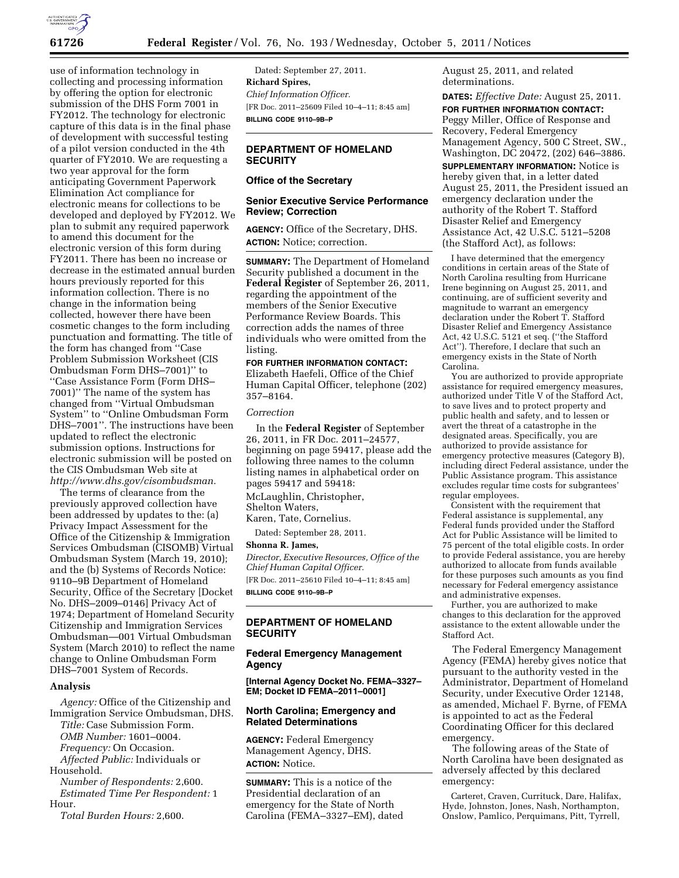use of information technology in collecting and processing information by offering the option for electronic submission of the DHS Form 7001 in FY2012. The technology for electronic capture of this data is in the final phase of development with successful testing of a pilot version conducted in the 4th quarter of FY2010. We are requesting a two year approval for the form anticipating Government Paperwork Elimination Act compliance for electronic means for collections to be developed and deployed by FY2012. We plan to submit any required paperwork to amend this document for the electronic version of this form during FY2011. There has been no increase or decrease in the estimated annual burden hours previously reported for this information collection. There is no change in the information being collected, however there have been cosmetic changes to the form including punctuation and formatting. The title of the form has changed from ''Case Problem Submission Worksheet (CIS Ombudsman Form DHS–7001)'' to ''Case Assistance Form (Form DHS–7001)'' The name of the system has changed from ''Virtual Ombudsman System'' to ''Online Ombudsman Form DHS–7001''. The instructions have been updated to reflect the electronic submission options. Instructions for electronic submission will be posted on the CIS Ombudsman Web site at *http://www.dhs.gov/cisombudsman.*

The terms of clearance from the previously approved collection have been addressed by updates to the: (a) Privacy Impact Assessment for the Office of the Citizenship & Immigration Services Ombudsman (CISOMB) Virtual Ombudsman System (March 19, 2010); and the (b) Systems of Records Notice: 9110–9B Department of Homeland Security, Office of the Secretary [Docket No. DHS–2009–0146] Privacy Act of 1974; Department of Homeland Security Citizenship and Immigration Services Ombudsman—001 Virtual Ombudsman System (March 2010) to reflect the name change to Online Ombudsman Form DHS–7001 System of Records.

## Analysis

*Agency:* Office of the Citizenship and Immigration Service Ombudsman, DHS.

*Title:* Case Submission Form.

*OMB Number:* 1601–0004.

*Frequency:* On Occasion.

*Affected Public:* Individuals or Household.

*Number of Respondents:* 2,600.

*Estimated Time Per Respondent:* 1 Hour.

*Total Burden Hours:* 2,600.

Dated: September 27, 2011.

**Richard Spires,**

*Chief Information Officer.*

[FR Doc. 2011–25609 Filed 10–4–11; 8:45 am]

**BILLING CODE 9110–9B–P**

## DEPARTMENT OF HOMELAND SECURITY

### Office of the Secretary

### Senior Executive Service Performance Review; Correction

**AGENCY:** Office of the Secretary, DHS.

**ACTION:** Notice; correction.

**SUMMARY:** The Department of Homeland Security published a document in the **Federal Register** of September 26, 2011, regarding the appointment of the members of the Senior Executive Performance Review Boards. This correction adds the names of three individuals who were omitted from the listing.

**FOR FURTHER INFORMATION CONTACT:** Elizabeth Haefeli, Office of the Chief Human Capital Officer, telephone (202) 357–8164.

*Correction*

In the **Federal Register** of September 26, 2011, in FR Doc. 2011–24577, beginning on page 59417, please add the following three names to the column listing names in alphabetical order on pages 59417 and 59418:

McLaughlin, Christopher,
Shelton Waters,
Karen, Tate, Cornelius.

Dated: September 28, 2011.

**Shonna R. James,**

*Director, Executive Resources, Office of the Chief Human Capital Officer.*

[FR Doc. 2011–25610 Filed 10–4–11; 8:45 am]

**BILLING CODE 9110–9B–P**

## DEPARTMENT OF HOMELAND SECURITY

### Federal Emergency Management Agency

**[Internal Agency Docket No. FEMA–3327–EM; Docket ID FEMA–2011–0001]**

### North Carolina; Emergency and Related Determinations

**AGENCY:** Federal Emergency Management Agency, DHS.

**ACTION:** Notice.

**SUMMARY:** This is a notice of the Presidential declaration of an emergency for the State of North Carolina (FEMA–3327–EM), dated August 25, 2011, and related determinations.

**DATES:** *Effective Date:* August 25, 2011.

**FOR FURTHER INFORMATION CONTACT:** Peggy Miller, Office of Response and Recovery, Federal Emergency Management Agency, 500 C Street, SW., Washington, DC 20472, (202) 646–3886.

**SUPPLEMENTARY INFORMATION:** Notice is hereby given that, in a letter dated August 25, 2011, the President issued an emergency declaration under the authority of the Robert T. Stafford Disaster Relief and Emergency Assistance Act, 42 U.S.C. 5121–5208 (the Stafford Act), as follows:

I have determined that the emergency conditions in certain areas of the State of North Carolina resulting from Hurricane Irene beginning on August 25, 2011, and continuing, are of sufficient severity and magnitude to warrant an emergency declaration under the Robert T. Stafford Disaster Relief and Emergency Assistance Act, 42 U.S.C. 5121 et seq. (''the Stafford Act''). Therefore, I declare that such an emergency exists in the State of North Carolina.

You are authorized to provide appropriate assistance for required emergency measures, authorized under Title V of the Stafford Act, to save lives and to protect property and public health and safety, and to lessen or avert the threat of a catastrophe in the designated areas. Specifically, you are authorized to provide assistance for emergency protective measures (Category B), including direct Federal assistance, under the Public Assistance program. This assistance excludes regular time costs for subgrantees' regular employees.

Consistent with the requirement that Federal assistance is supplemental, any Federal funds provided under the Stafford Act for Public Assistance will be limited to 75 percent of the total eligible costs. In order to provide Federal assistance, you are hereby authorized to allocate from funds available for these purposes such amounts as you find necessary for Federal emergency assistance and administrative expenses.

Further, you are authorized to make changes to this declaration for the approved assistance to the extent allowable under the Stafford Act.

The Federal Emergency Management Agency (FEMA) hereby gives notice that pursuant to the authority vested in the Administrator, Department of Homeland Security, under Executive Order 12148, as amended, Michael F. Byrne, of FEMA is appointed to act as the Federal Coordinating Officer for this declared emergency.

The following areas of the State of North Carolina have been designated as adversely affected by this declared emergency:

Carteret, Craven, Currituck, Dare, Halifax, Hyde, Johnston, Jones, Nash, Northampton, Onslow, Pamlico, Perquimans, Pitt, Tyrrell,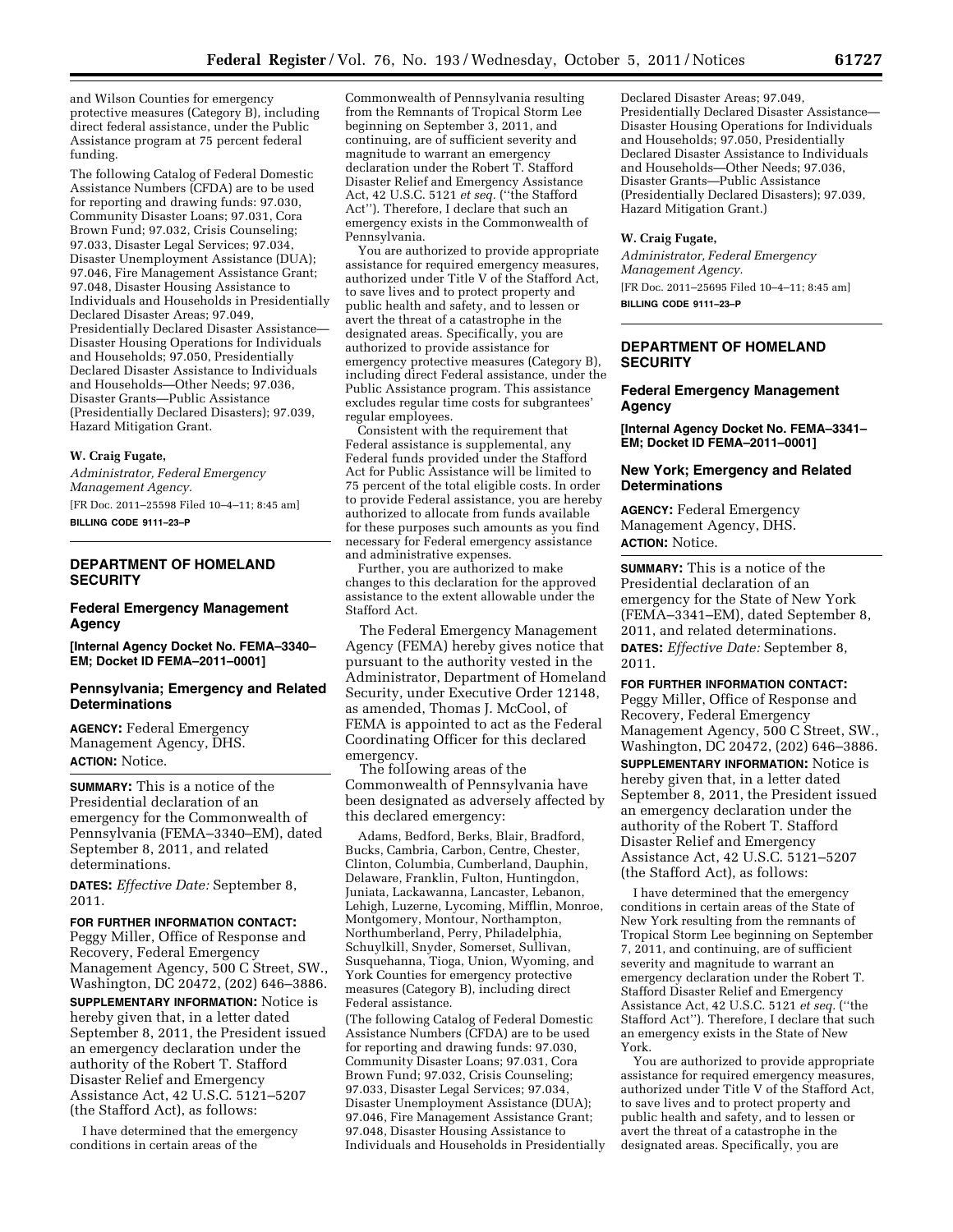and Wilson Counties for emergency protective measures (Category B), including direct federal assistance, under the Public Assistance program at 75 percent federal funding.

The following Catalog of Federal Domestic Assistance Numbers (CFDA) are to be used for reporting and drawing funds: 97.030, Community Disaster Loans; 97.031, Cora Brown Fund; 97.032, Crisis Counseling; 97.033, Disaster Legal Services; 97.034, Disaster Unemployment Assistance (DUA); 97.046, Fire Management Assistance Grant; 97.048, Disaster Housing Assistance to Individuals and Households in Presidentially Declared Disaster Areas; 97.049, Presidentially Declared Disaster Assistance—Disaster Housing Operations for Individuals and Households; 97.050, Presidentially Declared Disaster Assistance to Individuals and Households—Other Needs; 97.036, Disaster Grants—Public Assistance (Presidentially Declared Disasters); 97.039, Hazard Mitigation Grant.

**W. Craig Fugate,**

*Administrator, Federal Emergency Management Agency.*

[FR Doc. 2011–25598 Filed 10–4–11; 8:45 am]

**BILLING CODE 9111–23–P**

---

## DEPARTMENT OF HOMELAND SECURITY

## Federal Emergency Management Agency

**[Internal Agency Docket No. FEMA–3340–EM; Docket ID FEMA–2011–0001]**

## Pennsylvania; Emergency and Related Determinations

**AGENCY:** Federal Emergency Management Agency, DHS.

**ACTION:** Notice.

**SUMMARY:** This is a notice of the Presidential declaration of an emergency for the Commonwealth of Pennsylvania (FEMA–3340–EM), dated September 8, 2011, and related determinations.

**DATES:** *Effective Date:* September 8, 2011.

**FOR FURTHER INFORMATION CONTACT:** Peggy Miller, Office of Response and Recovery, Federal Emergency Management Agency, 500 C Street, SW., Washington, DC 20472, (202) 646–3886.

**SUPPLEMENTARY INFORMATION:** Notice is hereby given that, in a letter dated September 8, 2011, the President issued an emergency declaration under the authority of the Robert T. Stafford Disaster Relief and Emergency Assistance Act, 42 U.S.C. 5121–5207 (the Stafford Act), as follows:

I have determined that the emergency conditions in certain areas of the Commonwealth of Pennsylvania resulting from the Remnants of Tropical Storm Lee beginning on September 3, 2011, and continuing, are of sufficient severity and magnitude to warrant an emergency declaration under the Robert T. Stafford Disaster Relief and Emergency Assistance Act, 42 U.S.C. 5121 *et seq.* (''the Stafford Act''). Therefore, I declare that such an emergency exists in the Commonwealth of Pennsylvania.

You are authorized to provide appropriate assistance for required emergency measures, authorized under Title V of the Stafford Act, to save lives and to protect property and public health and safety, and to lessen or avert the threat of a catastrophe in the designated areas. Specifically, you are authorized to provide assistance for emergency protective measures (Category B), including direct Federal assistance, under the Public Assistance program. This assistance excludes regular time costs for subgrantees' regular employees.

Consistent with the requirement that Federal assistance is supplemental, any Federal funds provided under the Stafford Act for Public Assistance will be limited to 75 percent of the total eligible costs. In order to provide Federal assistance, you are hereby authorized to allocate from funds available for these purposes such amounts as you find necessary for Federal emergency assistance and administrative expenses.

Further, you are authorized to make changes to this declaration for the approved assistance to the extent allowable under the Stafford Act.

The Federal Emergency Management Agency (FEMA) hereby gives notice that pursuant to the authority vested in the Administrator, Department of Homeland Security, under Executive Order 12148, as amended, Thomas J. McCool, of FEMA is appointed to act as the Federal Coordinating Officer for this declared emergency.

The following areas of the Commonwealth of Pennsylvania have been designated as adversely affected by this declared emergency:

Adams, Bedford, Berks, Blair, Bradford, Bucks, Cambria, Carbon, Centre, Chester, Clinton, Columbia, Cumberland, Dauphin, Delaware, Franklin, Fulton, Huntingdon, Juniata, Lackawanna, Lancaster, Lebanon, Lehigh, Luzerne, Lycoming, Mifflin, Monroe, Montgomery, Montour, Northampton, Northumberland, Perry, Philadelphia, Schuylkill, Snyder, Somerset, Sullivan, Susquehanna, Tioga, Union, Wyoming, and York Counties for emergency protective measures (Category B), including direct Federal assistance.

(The following Catalog of Federal Domestic Assistance Numbers (CFDA) are to be used for reporting and drawing funds: 97.030, Community Disaster Loans; 97.031, Cora Brown Fund; 97.032, Crisis Counseling; 97.033, Disaster Legal Services; 97.034, Disaster Unemployment Assistance (DUA); 97.046, Fire Management Assistance Grant; 97.048, Disaster Housing Assistance to Individuals and Households in Presidentially Declared Disaster Areas; 97.049, Presidentially Declared Disaster Assistance—Disaster Housing Operations for Individuals and Households; 97.050, Presidentially Declared Disaster Assistance to Individuals and Households—Other Needs; 97.036, Disaster Grants—Public Assistance (Presidentially Declared Disasters); 97.039, Hazard Mitigation Grant.)

**W. Craig Fugate,**

*Administrator, Federal Emergency Management Agency.*

[FR Doc. 2011–25695 Filed 10–4–11; 8:45 am]

**BILLING CODE 9111–23–P**

---

## DEPARTMENT OF HOMELAND SECURITY

## Federal Emergency Management Agency

**[Internal Agency Docket No. FEMA–3341–EM; Docket ID FEMA–2011–0001]**

## New York; Emergency and Related Determinations

**AGENCY:** Federal Emergency Management Agency, DHS.

**ACTION:** Notice.

**SUMMARY:** This is a notice of the Presidential declaration of an emergency for the State of New York (FEMA–3341–EM), dated September 8, 2011, and related determinations.

**DATES:** *Effective Date:* September 8, 2011.

**FOR FURTHER INFORMATION CONTACT:** Peggy Miller, Office of Response and Recovery, Federal Emergency Management Agency, 500 C Street, SW., Washington, DC 20472, (202) 646–3886.

**SUPPLEMENTARY INFORMATION:** Notice is hereby given that, in a letter dated September 8, 2011, the President issued an emergency declaration under the authority of the Robert T. Stafford Disaster Relief and Emergency Assistance Act, 42 U.S.C. 5121–5207 (the Stafford Act), as follows:

I have determined that the emergency conditions in certain areas of the State of New York resulting from the remnants of Tropical Storm Lee beginning on September 7, 2011, and continuing, are of sufficient severity and magnitude to warrant an emergency declaration under the Robert T. Stafford Disaster Relief and Emergency Assistance Act, 42 U.S.C. 5121 *et seq.* (''the Stafford Act''). Therefore, I declare that such an emergency exists in the State of New York.

You are authorized to provide appropriate assistance for required emergency measures, authorized under Title V of the Stafford Act, to save lives and to protect property and public health and safety, and to lessen or avert the threat of a catastrophe in the designated areas. Specifically, you are